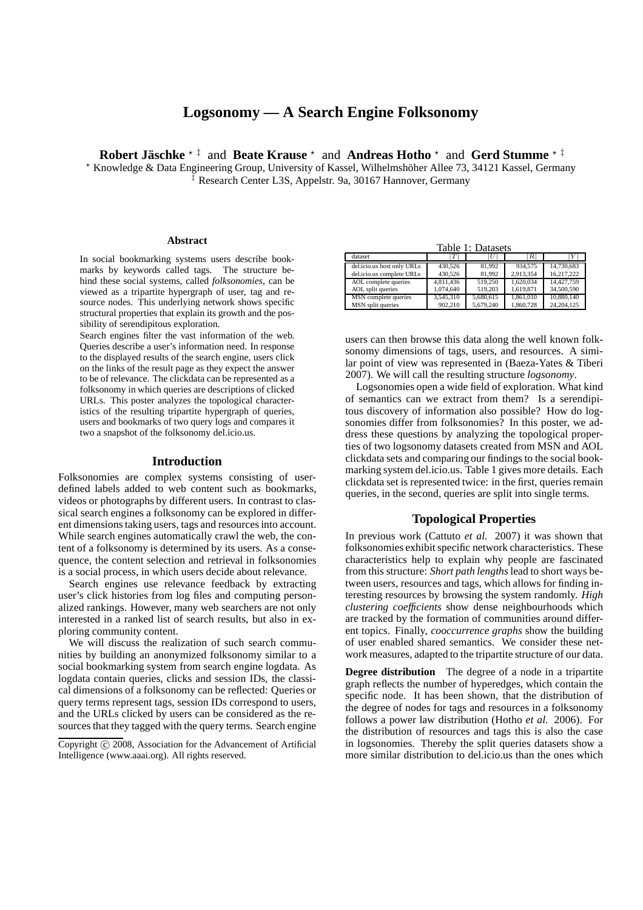# Logsonomy — A Search Engine Folksonomy

**Robert Jäschke** [⋆ ‡] and **Beate Krause** [⋆] and **Andreas Hotho** [⋆] and **Gerd Stumme** [⋆ ‡]

[⋆] Knowledge & Data Engineering Group, University of Kassel, Wilhelmshöher Allee 73, 34121 Kassel, Germany
[‡] Research Center L3S, Appelstr. 9a, 30167 Hannover, Germany

### Abstract

In social bookmarking systems users describe bookmarks by keywords called tags. The structure behind these social systems, called *folksonomies*, can be viewed as a tripartite hypergraph of user, tag and resource nodes. This underlying network shows specific structural properties that explain its growth and the possibility of serendipitous exploration.

Search engines filter the vast information of the web. Queries describe a user's information need. In response to the displayed results of the search engine, users click on the links of the result page as they expect the answer to be of relevance. The clickdata can be represented as a folksonomy in which queries are descriptions of clicked URLs. This poster analyzes the topological characteristics of the resulting tripartite hypergraph of queries, users and bookmarks of two query logs and compares it two a snapshot of the folksonomy del.icio.us.

## Introduction

Folksonomies are complex systems consisting of user-defined labels added to web content such as bookmarks, videos or photographs by different users. In contrast to classical search engines a folksonomy can be explored in different dimensions taking users, tags and resources into account. While search engines automatically crawl the web, the content of a folksonomy is determined by its users. As a consequence, the content selection and retrieval in folksonomies is a social process, in which users decide about relevance.

Search engines use relevance feedback by extracting user's click histories from log files and computing personalized rankings. However, many web searchers are not only interested in a ranked list of search results, but also in exploring community content.

We will discuss the realization of such search communities by building an anonymized folksonomy similar to a social bookmarking system from search engine logdata. As logdata contain queries, clicks and session IDs, the classical dimensions of a folksonomy can be reflected: Queries or query terms represent tags, session IDs correspond to users, and the URLs clicked by users can be considered as the resources that they tagged with the query terms. Search engine users can then browse this data along the well known folksonomy dimensions of tags, users, and resources. A similar point of view was represented in (Baeza-Yates & Tiberi 2007). We will call the resulting structure *logsonomy*.

Copyright © 2008, Association for the Advancement of Artificial Intelligence (www.aaai.org). All rights reserved.

Table 1: Datasets

| dataset | $\|T\|$ | $\|U\|$ | $\|R\|$ | $\|Y\|$ |
|---|---|---|---|---|
| del.icio.us host only URLs | 430,526 | 81,992 | 934,575 | 14,730,683 |
| del.icio.us complete URLs | 430,526 | 81,992 | 2,913,354 | 16,217,222 |
| AOL complete queries | 4,811,436 | 519,250 | 1,620,034 | 14,427,759 |
| AOL split queries | 1,074,640 | 519,203 | 1,619,871 | 34,500,590 |
| MSN complete queries | 3,545,310 | 5,680,615 | 1,861,010 | 10,880,140 |
| MSN split queries | 902,210 | 5,679,240 | 1,860,728 | 24,204,125 |

Logsonomies open a wide field of exploration. What kind of semantics can we extract from them? Is a serendipitous discovery of information also possible? How do logsonomies differ from folksonomies? In this poster, we address these questions by analyzing the topological properties of two logsonomy datasets created from MSN and AOL clickdata sets and comparing our findings to the social bookmarking system del.icio.us. Table 1 gives more details. Each clickdata set is represented twice: in the first, queries remain queries, in the second, queries are split into single terms.

## Topological Properties

In previous work (Cattuto *et al.* 2007) it was shown that folksonomies exhibit specific network characteristics. These characteristics help to explain why people are fascinated from this structure: *Short path lengths* lead to short ways between users, resources and tags, which allows for finding interesting resources by browsing the system randomly. *High clustering coefficients* show dense neighbourhoods which are tracked by the formation of communities around different topics. Finally, *cooccurrence graphs* show the building of user enabled shared semantics. We consider these network measures, adapted to the tripartite structure of our data.

**Degree distribution** The degree of a node in a tripartite graph reflects the number of hyperedges, which contain the specific node. It has been shown, that the distribution of the degree of nodes for tags and resources in a folksonomy follows a power law distribution (Hotho *et al.* 2006). For the distribution of resources and tags this is also the case in logsonomies. Thereby the split queries datasets show a more similar distribution to del.icio.us than the ones which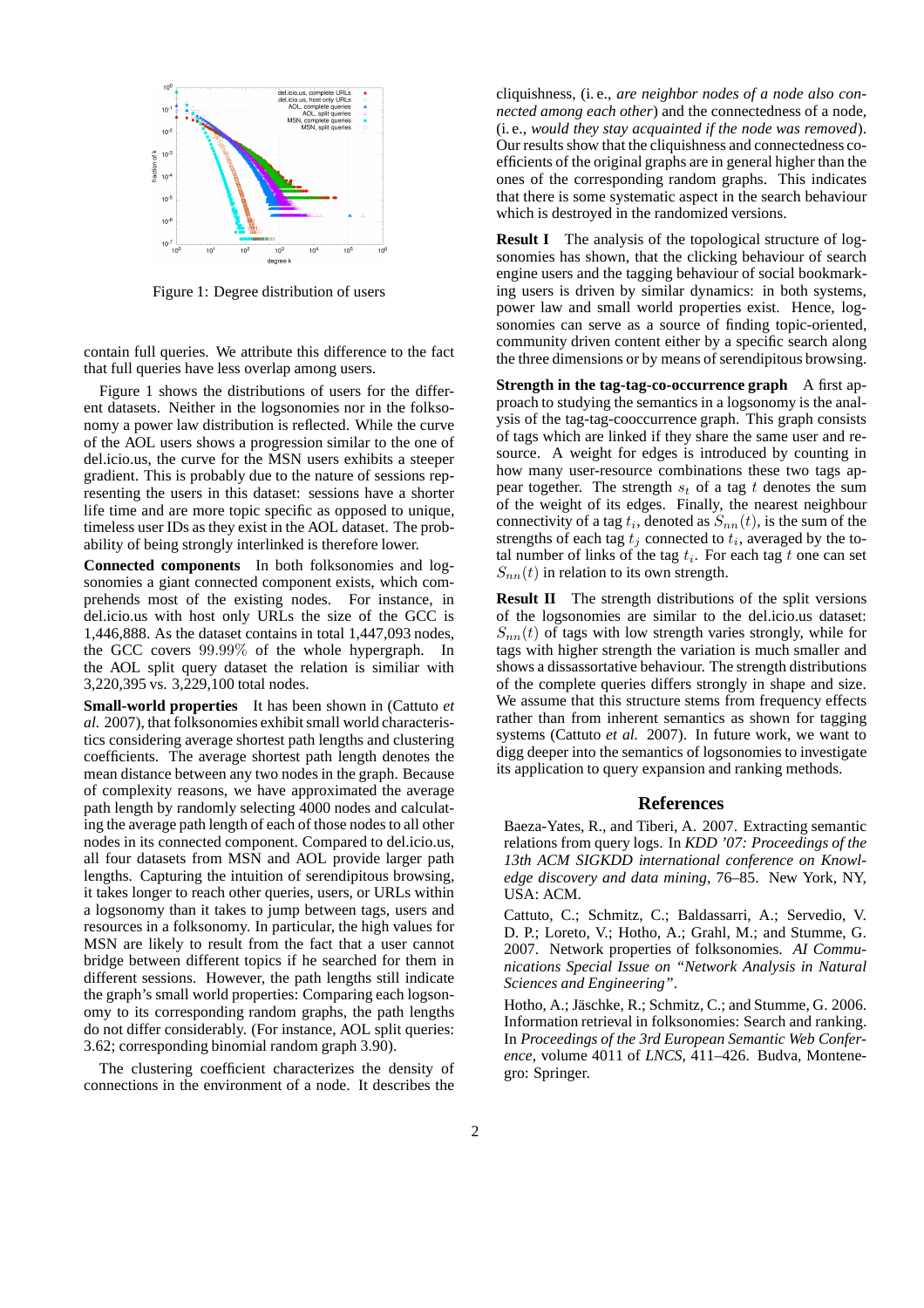$10^0$
$10^{-1}$
$10^{-2}$
$10^{-3}$
$10^{-4}$
$10^{-5}$
$10^{-6}$
$10^{-7}$
fraction of k
$10^0$ $10^1$ $10^2$ $10^3$ $10^4$ $10^5$ $10^6$
degree k
del.icio.us, complete URLs
del.icio.us, host only URLs
AOL, complete queries
AOL, split queries
MSN, complete queries
MSN, split queries

Figure 1: Degree distribution of users

contain full queries. We attribute this difference to the fact that full queries have less overlap among users.

Figure 1 shows the distributions of users for the different datasets. Neither in the logsonomies nor in the folksonomy a power law distribution is reflected. While the curve of the AOL users shows a progression similar to the one of del.icio.us, the curve for the MSN users exhibits a steeper gradient. This is probably due to the nature of sessions representing the users in this dataset: sessions have a shorter life time and are more topic specific as opposed to unique, timeless user IDs as they exist in the AOL dataset. The probability of being strongly interlinked is therefore lower.

**Connected components** In both folksonomies and logsonomies a giant connected component exists, which comprehends most of the existing nodes. For instance, in del.icio.us with host only URLs the size of the GCC is 1,446,888. As the dataset contains in total 1,447,093 nodes, the GCC covers $99.99\%$ of the whole hypergraph. In the AOL split query dataset the relation is similiar with 3,220,395 vs. 3,229,100 total nodes.

**Small-world properties** It has been shown in (Cattuto *et al.* 2007), that folksonomies exhibit small world characteristics considering average shortest path lengths and clustering coefficients. The average shortest path length denotes the mean distance between any two nodes in the graph. Because of complexity reasons, we have approximated the average path length by randomly selecting 4000 nodes and calculating the average path length of each of those nodes to all other nodes in its connected component. Compared to del.icio.us, all four datasets from MSN and AOL provide larger path lengths. Capturing the intuition of serendipitous browsing, it takes longer to reach other queries, users, or URLs within a logsonomy than it takes to jump between tags, users and resources in a folksonomy. In particular, the high values for MSN are likely to result from the fact that a user cannot bridge between different topics if he searched for them in different sessions. However, the path lengths still indicate the graph's small world properties: Comparing each logsonomy to its corresponding random graphs, the path lengths do not differ considerably. (For instance, AOL split queries: 3.62; corresponding binomial random graph 3.90).

The clustering coefficient characterizes the density of connections in the environment of a node. It describes the cliquishness, (i. e., *are neighbor nodes of a node also connected among each other*) and the connectedness of a node, (i. e., *would they stay acquainted if the node was removed*). Our results show that the cliquishness and connectedness coefficients of the original graphs are in general higher than the ones of the corresponding random graphs. This indicates that there is some systematic aspect in the search behaviour which is destroyed in the randomized versions.

**Result I** The analysis of the topological structure of logsonomies has shown, that the clicking behaviour of search engine users and the tagging behaviour of social bookmarking users is driven by similar dynamics: in both systems, power law and small world properties exist. Hence, logsonomies can serve as a source of finding topic-oriented, community driven content either by a specific search along the three dimensions or by means of serendipitous browsing.

**Strength in the tag-tag-co-occurrence graph** A first approach to studying the semantics in a logsonomy is the analysis of the tag-tag-cooccurrence graph. This graph consists of tags which are linked if they share the same user and resource. A weight for edges is introduced by counting in how many user-resource combinations these two tags appear together. The strength $s_t$ of a tag $t$ denotes the sum of the weight of its edges. Finally, the nearest neighbour connectivity of a tag $t_i$, denoted as $S_{nn}(t)$, is the sum of the strengths of each tag $t_j$ connected to $t_i$, averaged by the total number of links of the tag $t_i$. For each tag $t$ one can set $S_{nn}(t)$ in relation to its own strength.

**Result II** The strength distributions of the split versions of the logsonomies are similar to the del.icio.us dataset: $S_{nn}(t)$ of tags with low strength varies strongly, while for tags with higher strength the variation is much smaller and shows a dissassortative behaviour. The strength distributions of the complete queries differs strongly in shape and size. We assume that this structure stems from frequency effects rather than from inherent semantics as shown for tagging systems (Cattuto *et al.* 2007). In future work, we want to digg deeper into the semantics of logsonomies to investigate its application to query expansion and ranking methods.

## References

Baeza-Yates, R., and Tiberi, A. 2007. Extracting semantic relations from query logs. In *KDD '07: Proceedings of the 13th ACM SIGKDD international conference on Knowledge discovery and data mining*, 76–85. New York, NY, USA: ACM.

Cattuto, C.; Schmitz, C.; Baldassarri, A.; Servedio, V. D. P.; Loreto, V.; Hotho, A.; Grahl, M.; and Stumme, G. 2007. Network properties of folksonomies. *AI Communications Special Issue on "Network Analysis in Natural Sciences and Engineering"*.

Hotho, A.; Jäschke, R.; Schmitz, C.; and Stumme, G. 2006. Information retrieval in folksonomies: Search and ranking. In *Proceedings of the 3rd European Semantic Web Conference*, volume 4011 of *LNCS*, 411–426. Budva, Montenegro: Springer.